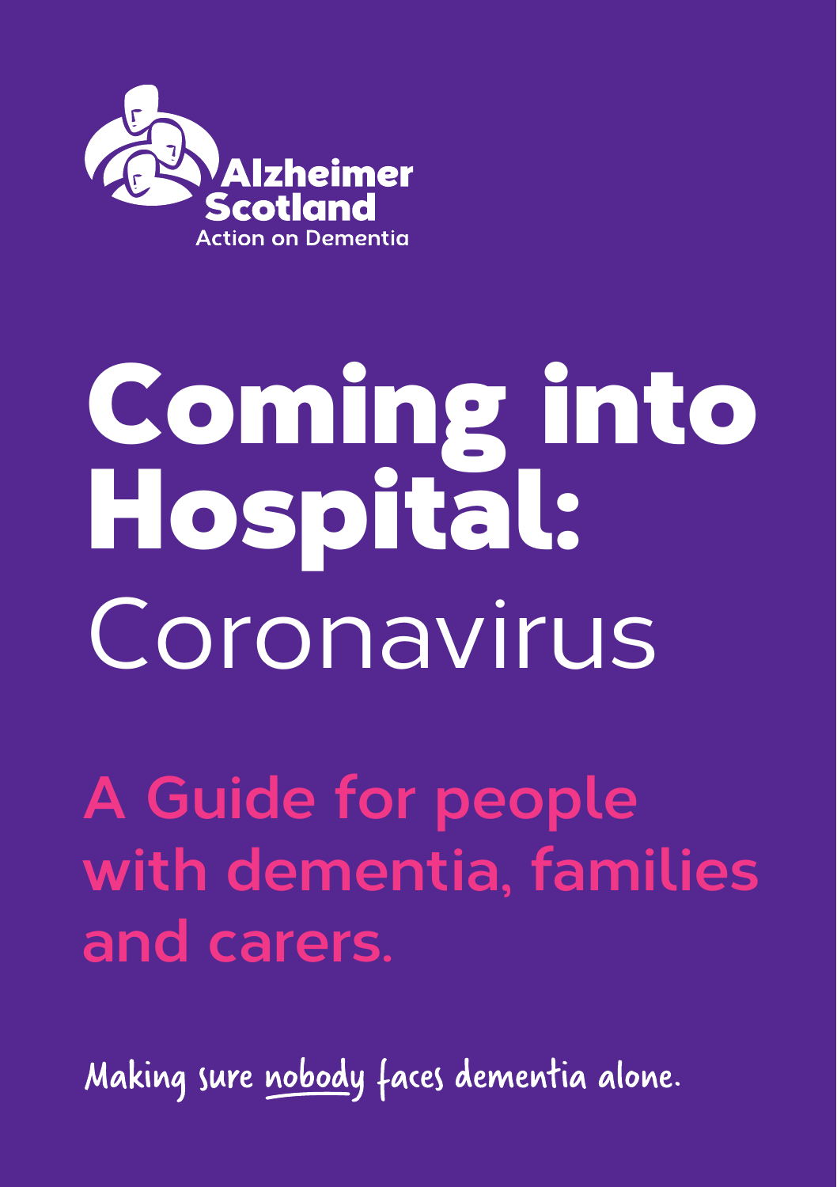Alzheimer Scotland

Action on Dementia

# Coming into Hospital: Coronavirus

## A Guide for people with dementia, families and carers.

Making sure nobody faces dementia alone.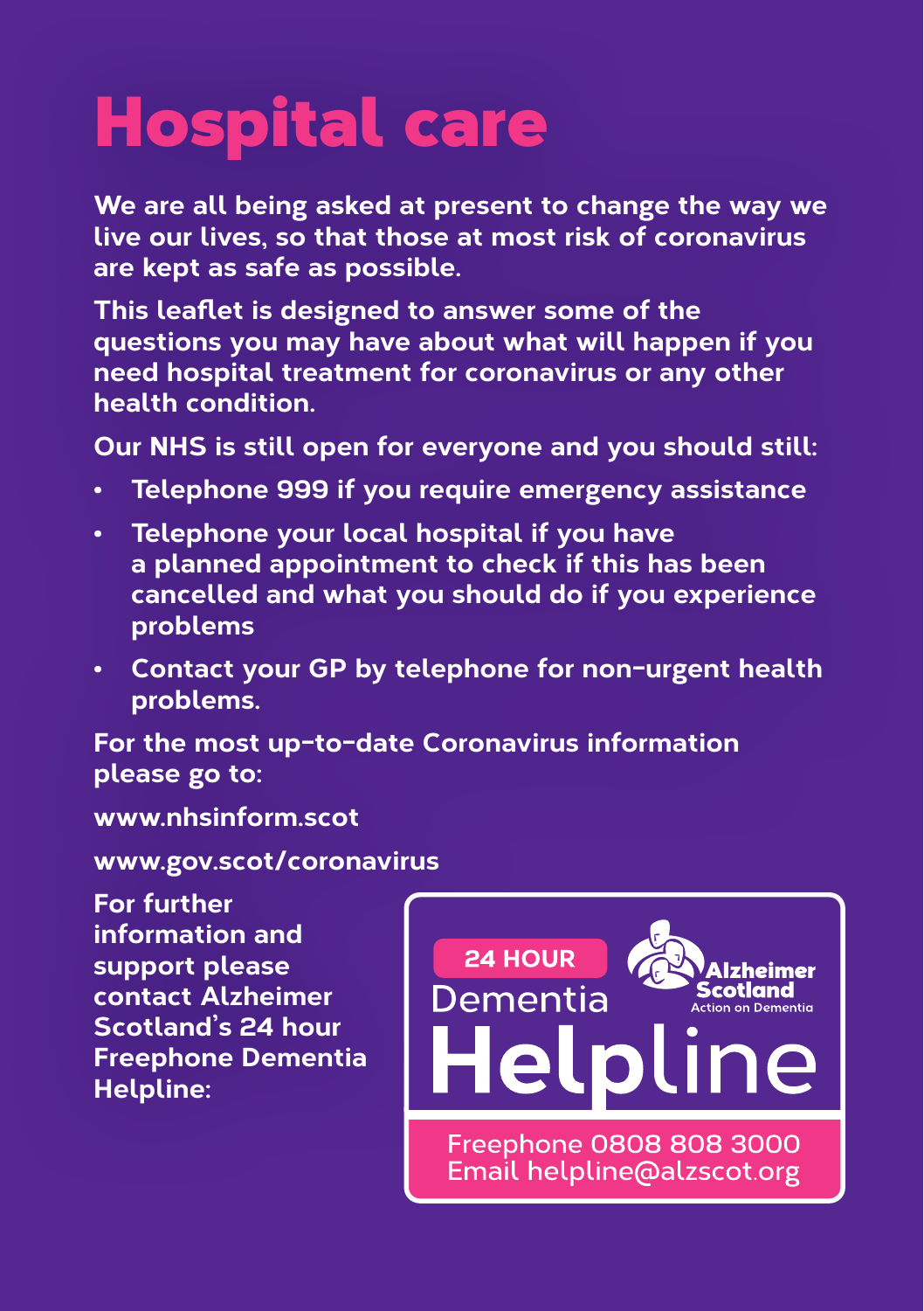# Hospital care

**We are all being asked at present to change the way we live our lives, so that those at most risk of coronavirus are kept as safe as possible.**

**This leaflet is designed to answer some of the questions you may have about what will happen if you need hospital treatment for coronavirus or any other health condition.**

**Our NHS is still open for everyone and you should still:**

- **Telephone 999 if you require emergency assistance**
- **Telephone your local hospital if you have a planned appointment to check if this has been cancelled and what you should do if you experience problems**
- **Contact your GP by telephone for non-urgent health problems.**

**For the most up-to-date Coronavirus information please go to:**

**www.nhsinform.scot**

**www.gov.scot/coronavirus**

**For further information and support please contact Alzheimer Scotland's 24 hour Freephone Dementia Helpline:**

24 HOUR Dementia Helpline

Alzheimer Scotland Action on Dementia

Freephone 0808 808 3000
Email helpline@alzscot.org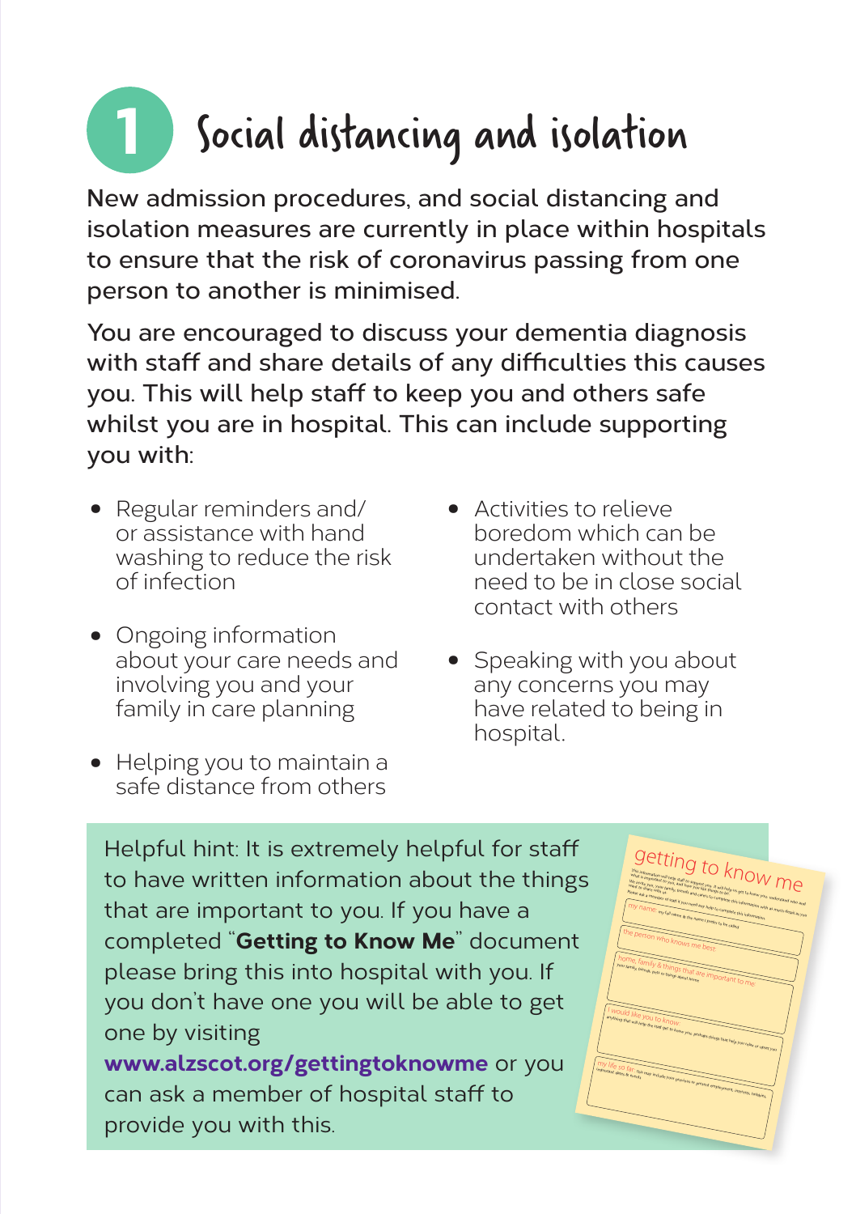# 1 Social distancing and isolation

New admission procedures, and social distancing and isolation measures are currently in place within hospitals to ensure that the risk of coronavirus passing from one person to another is minimised.

You are encouraged to discuss your dementia diagnosis with staff and share details of any difficulties this causes you. This will help staff to keep you and others safe whilst you are in hospital. This can include supporting you with:

- Regular reminders and/ or assistance with hand washing to reduce the risk of infection
- Ongoing information about your care needs and involving you and your family in care planning
- Helping you to maintain a safe distance from others
- Activities to relieve boredom which can be undertaken without the need to be in close social contact with others
- Speaking with you about any concerns you may have related to being in hospital.

Helpful hint: It is extremely helpful for staff to have written information about the things that are important to you. If you have a completed "**Getting to Know Me**" document please bring this into hospital with you. If you don't have one you will be able to get one by visiting **www.alzscot.org/gettingtoknowme** or you can ask a member of hospital staff to provide you with this.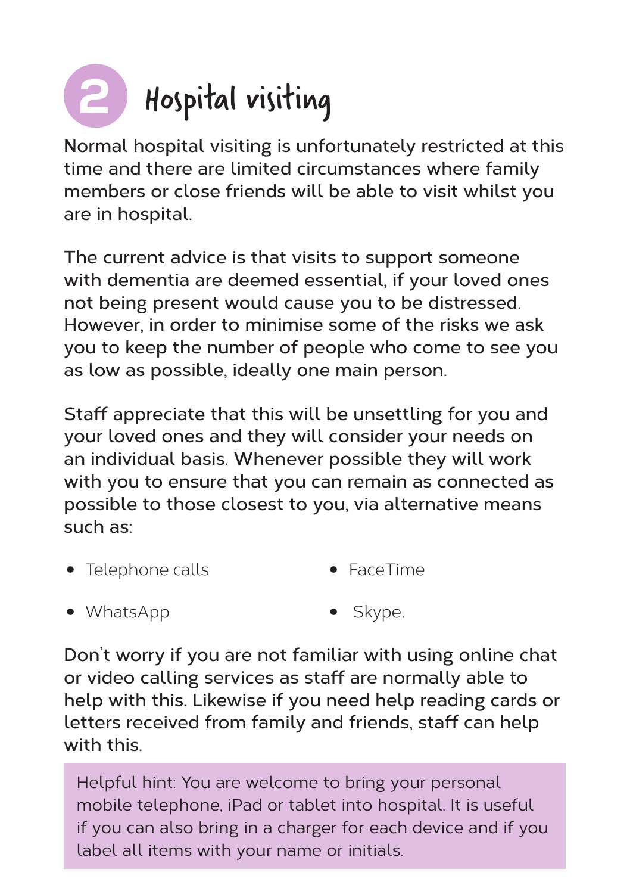## 2 Hospital visiting

Normal hospital visiting is unfortunately restricted at this time and there are limited circumstances where family members or close friends will be able to visit whilst you are in hospital.

The current advice is that visits to support someone with dementia are deemed essential, if your loved ones not being present would cause you to be distressed. However, in order to minimise some of the risks we ask you to keep the number of people who come to see you as low as possible, ideally one main person.

Staff appreciate that this will be unsettling for you and your loved ones and they will consider your needs on an individual basis. Whenever possible they will work with you to ensure that you can remain as connected as possible to those closest to you, via alternative means such as:

- Telephone calls
- FaceTime
- WhatsApp
- Skype.

Don't worry if you are not familiar with using online chat or video calling services as staff are normally able to help with this. Likewise if you need help reading cards or letters received from family and friends, staff can help with this.

> Helpful hint: You are welcome to bring your personal mobile telephone, iPad or tablet into hospital. It is useful if you can also bring in a charger for each device and if you label all items with your name or initials.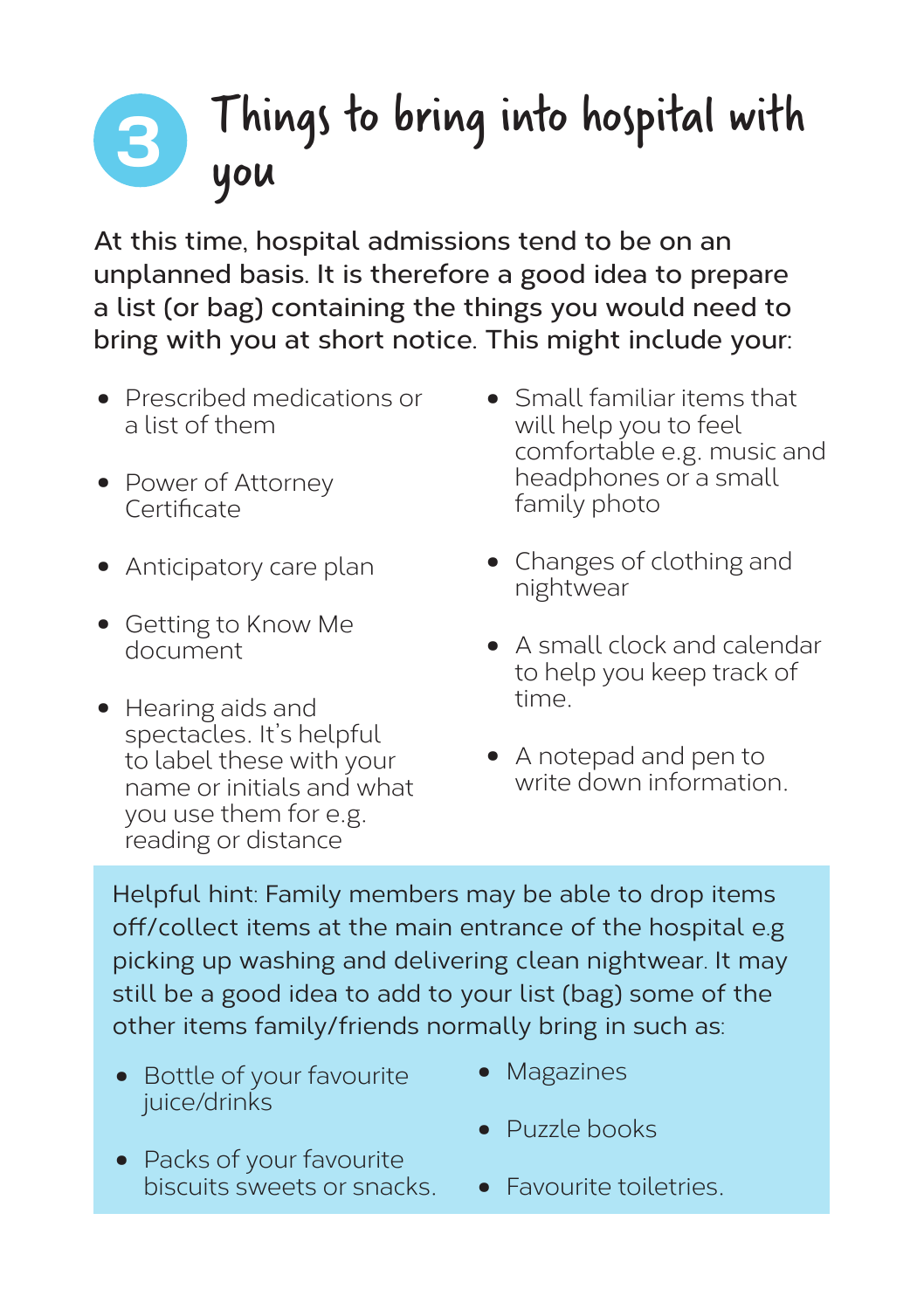# 3 Things to bring into hospital with you

**At this time, hospital admissions tend to be on an unplanned basis. It is therefore a good idea to prepare a list (or bag) containing the things you would need to bring with you at short notice. This might include your:**

- Prescribed medications or a list of them
- Power of Attorney Certificate
- Anticipatory care plan
- Getting to Know Me document
- Hearing aids and spectacles. It's helpful to label these with your name or initials and what you use them for e.g. reading or distance
- Small familiar items that will help you to feel comfortable e.g. music and headphones or a small family photo
- Changes of clothing and nightwear
- A small clock and calendar to help you keep track of time.
- A notepad and pen to write down information.

Helpful hint: Family members may be able to drop items off/collect items at the main entrance of the hospital e.g picking up washing and delivering clean nightwear. It may still be a good idea to add to your list (bag) some of the other items family/friends normally bring in such as:

- Bottle of your favourite juice/drinks
- Packs of your favourite biscuits sweets or snacks.
- Magazines
- Puzzle books
- Favourite toiletries.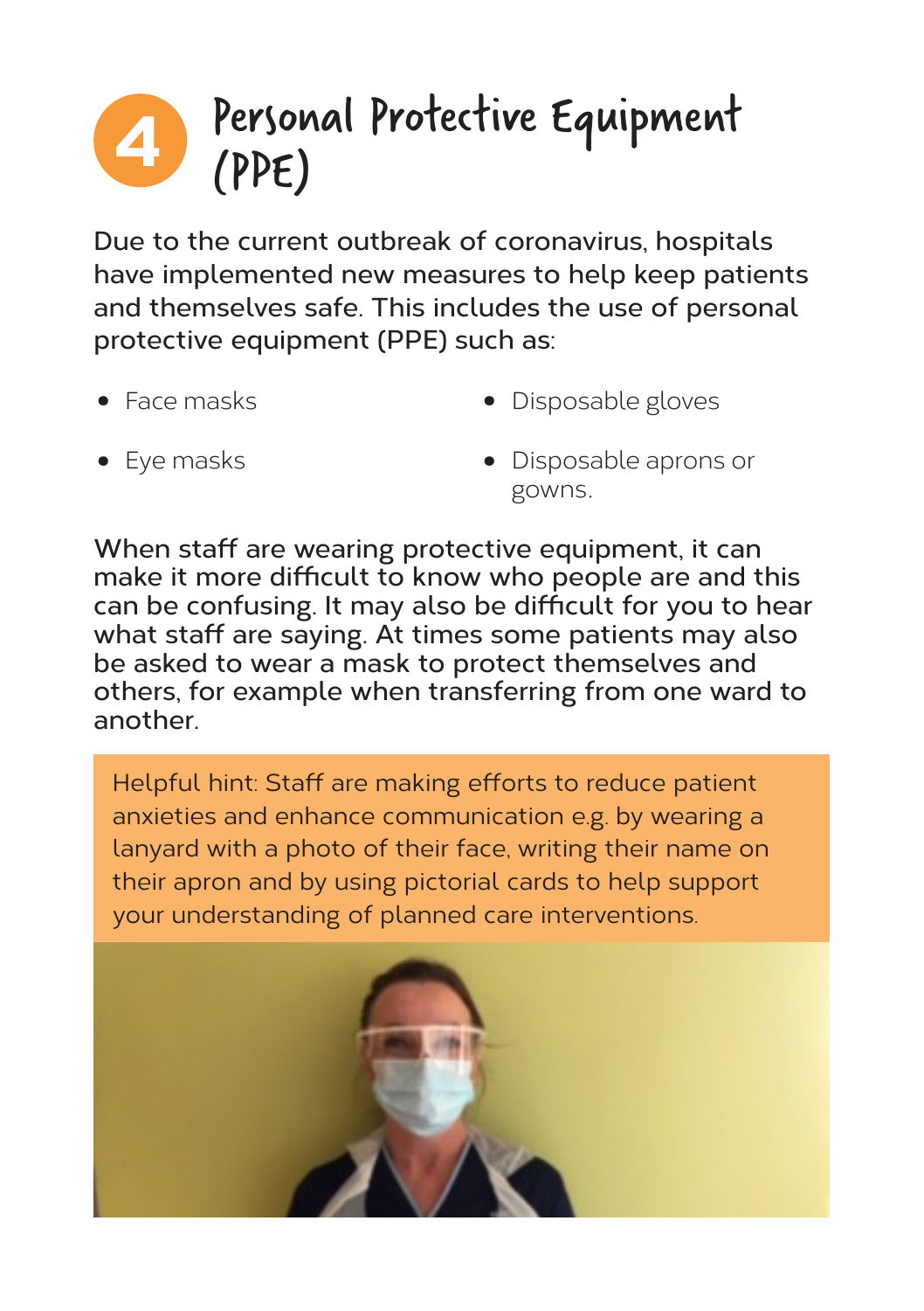# 4 Personal Protective Equipment (PPE)

Due to the current outbreak of coronavirus, hospitals have implemented new measures to help keep patients and themselves safe. This includes the use of personal protective equipment (PPE) such as:

- Face masks
- Eye masks
- Disposable gloves
- Disposable aprons or gowns.

When staff are wearing protective equipment, it can make it more difficult to know who people are and this can be confusing. It may also be difficult for you to hear what staff are saying. At times some patients may also be asked to wear a mask to protect themselves and others, for example when transferring from one ward to another.

> Helpful hint: Staff are making efforts to reduce patient anxieties and enhance communication e.g. by wearing a lanyard with a photo of their face, writing their name on their apron and by using pictorial cards to help support your understanding of planned care interventions.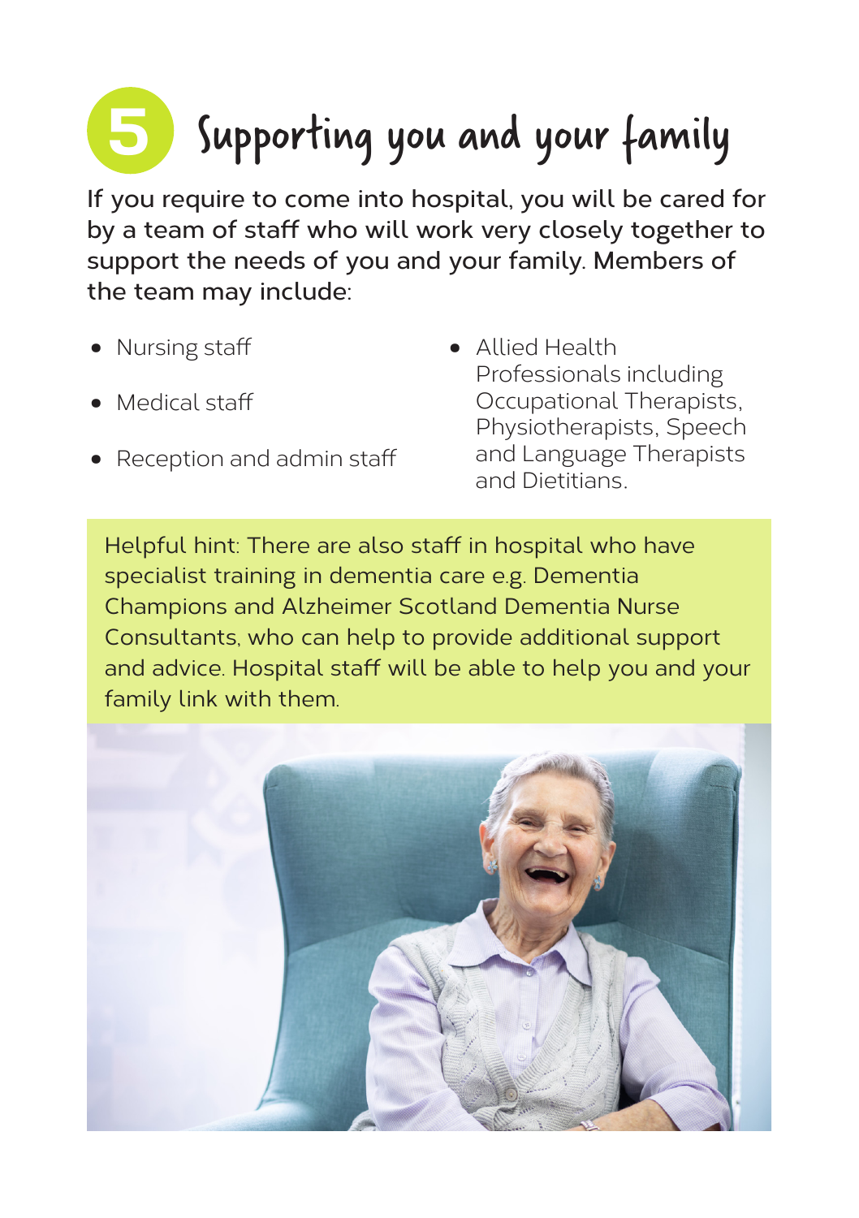# 5 Supporting you and your family

If you require to come into hospital, you will be cared for by a team of staff who will work very closely together to support the needs of you and your family. Members of the team may include:

- Nursing staff
- Medical staff
- Reception and admin staff
- Allied Health Professionals including Occupational Therapists, Physiotherapists, Speech and Language Therapists and Dietitians.

Helpful hint: There are also staff in hospital who have specialist training in dementia care e.g. Dementia Champions and Alzheimer Scotland Dementia Nurse Consultants, who can help to provide additional support and advice. Hospital staff will be able to help you and your family link with them.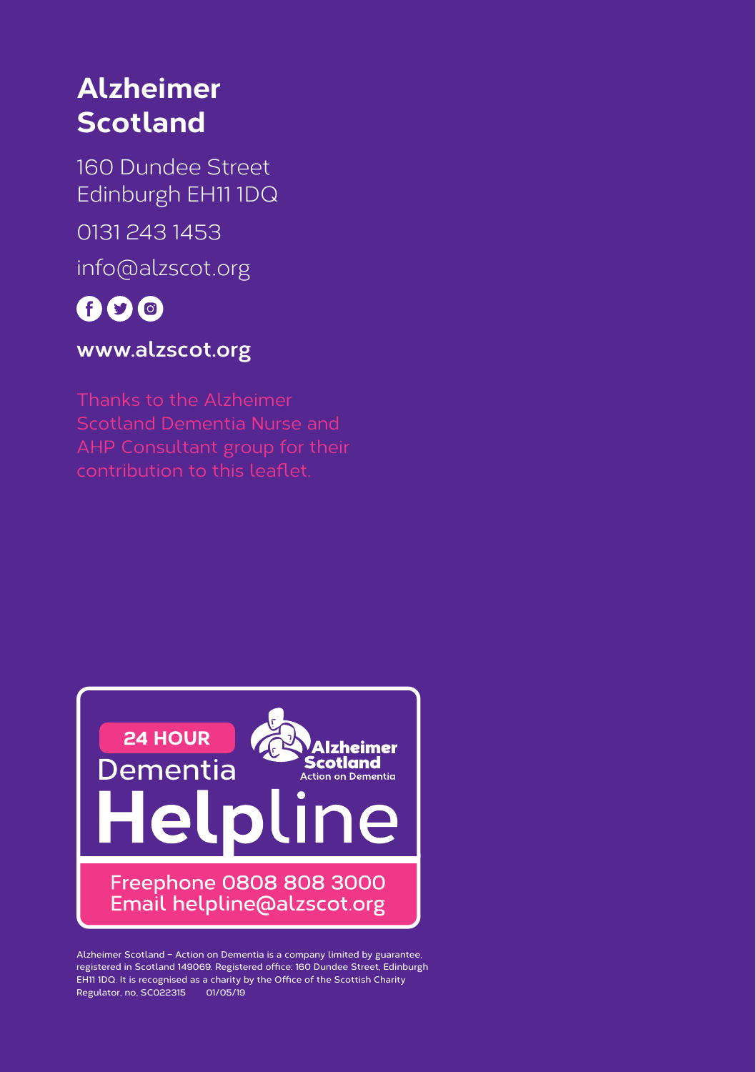# Alzheimer Scotland

160 Dundee Street
Edinburgh EH11 1DQ

0131 243 1453

info@alzscot.org

**www.alzscot.org**

Thanks to the Alzheimer Scotland Dementia Nurse and AHP Consultant group for their contribution to this leaflet.

**24 HOUR**
Dementia
**Helpline**

Alzheimer Scotland
Action on Dementia

Freephone 0808 808 3000
Email helpline@alzscot.org

Alzheimer Scotland – Action on Dementia is a company limited by guarantee, registered in Scotland 149069. Registered office: 160 Dundee Street, Edinburgh EH11 1DQ. It is recognised as a charity by the Office of the Scottish Charity Regulator, no. SC022315 01/05/19